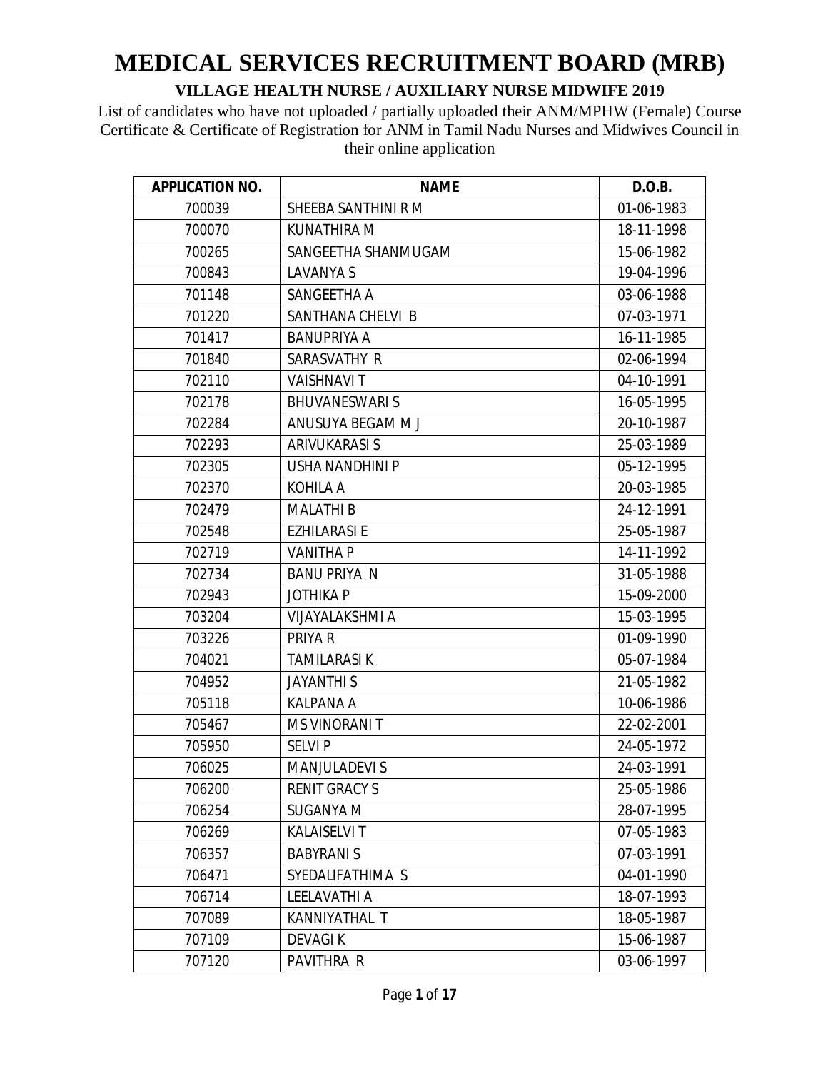# MEDICAL SERVICES RECRUITMENT BOARD (MRB)

## VILLAGE HEALTH NURSE / AUXILIARY NURSE MIDWIFE 2019

List of candidates who have not uploaded / partially uploaded their ANM/MPHW (Female) Course Certificate & Certificate of Registration for ANM in Tamil Nadu Nurses and Midwives Council in their online application

| APPLICATION NO. | NAME | D.O.B. |
|---|---|---|
| 700039 | SHEEBA SANTHINI R M | 01-06-1983 |
| 700070 | KUNATHIRA M | 18-11-1998 |
| 700265 | SANGEETHA SHANMUGAM | 15-06-1982 |
| 700843 | LAVANYA S | 19-04-1996 |
| 701148 | SANGEETHA A | 03-06-1988 |
| 701220 | SANTHANA CHELVI B | 07-03-1971 |
| 701417 | BANUPRIYA A | 16-11-1985 |
| 701840 | SARASVATHY R | 02-06-1994 |
| 702110 | VAISHNAVI T | 04-10-1991 |
| 702178 | BHUVANESWARI S | 16-05-1995 |
| 702284 | ANUSUYA BEGAM M J | 20-10-1987 |
| 702293 | ARIVUKARASI S | 25-03-1989 |
| 702305 | USHA NANDHINI P | 05-12-1995 |
| 702370 | KOHILA A | 20-03-1985 |
| 702479 | MALATHI B | 24-12-1991 |
| 702548 | EZHILARASI E | 25-05-1987 |
| 702719 | VANITHA P | 14-11-1992 |
| 702734 | BANU PRIYA N | 31-05-1988 |
| 702943 | JOTHIKA P | 15-09-2000 |
| 703204 | VIJAYALAKSHMI A | 15-03-1995 |
| 703226 | PRIYA R | 01-09-1990 |
| 704021 | TAMILARASI K | 05-07-1984 |
| 704952 | JAYANTHI S | 21-05-1982 |
| 705118 | KALPANA A | 10-06-1986 |
| 705467 | M S VINORANI T | 22-02-2001 |
| 705950 | SELVI P | 24-05-1972 |
| 706025 | MANJULADEVI S | 24-03-1991 |
| 706200 | RENIT GRACY S | 25-05-1986 |
| 706254 | SUGANYA M | 28-07-1995 |
| 706269 | KALAISELVI T | 07-05-1983 |
| 706357 | BABYRANI S | 07-03-1991 |
| 706471 | SYEDALIFATHIMA S | 04-01-1990 |
| 706714 | LEELAVATHI A | 18-07-1993 |
| 707089 | KANNIYATHAL T | 18-05-1987 |
| 707109 | DEVAGI K | 15-06-1987 |
| 707120 | PAVITHRA R | 03-06-1997 |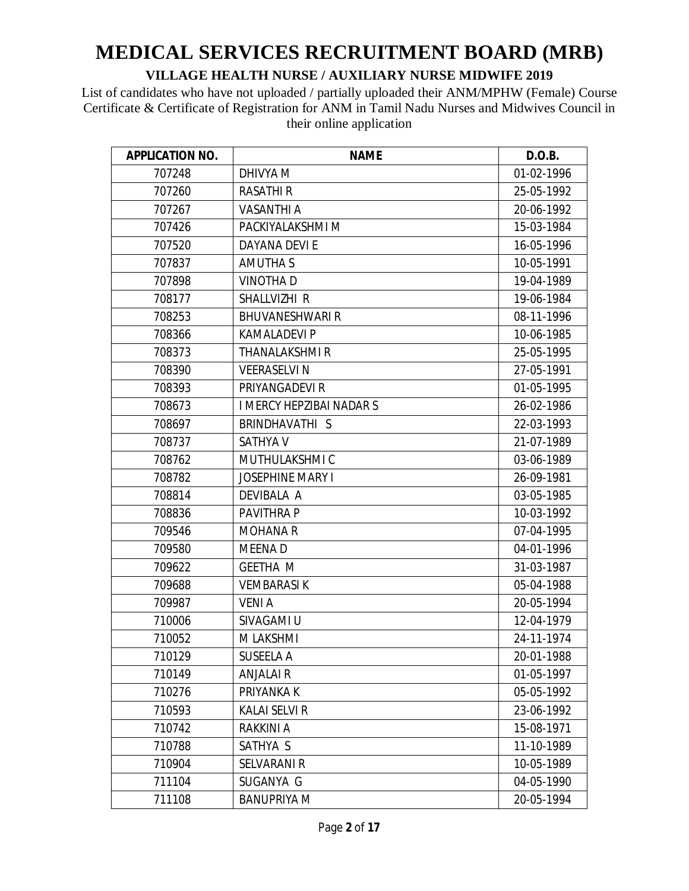# MEDICAL SERVICES RECRUITMENT BOARD (MRB)

**VILLAGE HEALTH NURSE / AUXILIARY NURSE MIDWIFE 2019**

List of candidates who have not uploaded / partially uploaded their ANM/MPHW (Female) Course Certificate & Certificate of Registration for ANM in Tamil Nadu Nurses and Midwives Council in their online application

| APPLICATION NO. | NAME | D.O.B. |
|---|---|---|
| 707248 | DHIVYA M | 01-02-1996 |
| 707260 | RASATHI R | 25-05-1992 |
| 707267 | VASANTHI A | 20-06-1992 |
| 707426 | PACKIYALAKSHMI M | 15-03-1984 |
| 707520 | DAYANA DEVI E | 16-05-1996 |
| 707837 | AMUTHA S | 10-05-1991 |
| 707898 | VINOTHA D | 19-04-1989 |
| 708177 | SHALLVIZHI R | 19-06-1984 |
| 708253 | BHUVANESHWARI R | 08-11-1996 |
| 708366 | KAMALADEVI P | 10-06-1985 |
| 708373 | THANALAKSHMI R | 25-05-1995 |
| 708390 | VEERASELVI N | 27-05-1991 |
| 708393 | PRIYANGADEVI R | 01-05-1995 |
| 708673 | I MERCY HEPZIBAI NADAR S | 26-02-1986 |
| 708697 | BRINDHAVATHI S | 22-03-1993 |
| 708737 | SATHYA V | 21-07-1989 |
| 708762 | MUTHULAKSHMI C | 03-06-1989 |
| 708782 | JOSEPHINE MARY I | 26-09-1981 |
| 708814 | DEVIBALA A | 03-05-1985 |
| 708836 | PAVITHRA P | 10-03-1992 |
| 709546 | MOHANA R | 07-04-1995 |
| 709580 | MEENA D | 04-01-1996 |
| 709622 | GEETHA M | 31-03-1987 |
| 709688 | VEMBARASI K | 05-04-1988 |
| 709987 | VENI A | 20-05-1994 |
| 710006 | SIVAGAMI U | 12-04-1979 |
| 710052 | M LAKSHMI | 24-11-1974 |
| 710129 | SUSEELA A | 20-01-1988 |
| 710149 | ANJALAI R | 01-05-1997 |
| 710276 | PRIYANKA K | 05-05-1992 |
| 710593 | KALAI SELVI R | 23-06-1992 |
| 710742 | RAKKINI A | 15-08-1971 |
| 710788 | SATHYA S | 11-10-1989 |
| 710904 | SELVARANI R | 10-05-1989 |
| 711104 | SUGANYA G | 04-05-1990 |
| 711108 | BANUPRIYA M | 20-05-1994 |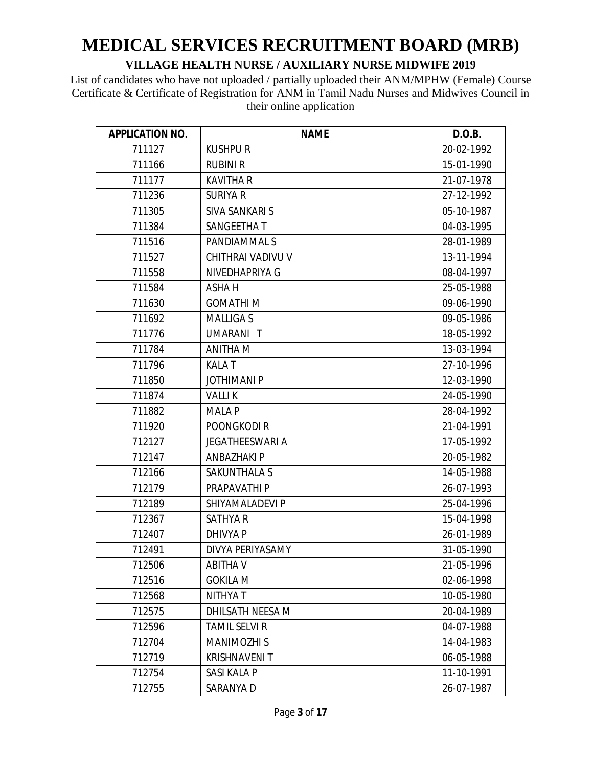# MEDICAL SERVICES RECRUITMENT BOARD (MRB)

## VILLAGE HEALTH NURSE / AUXILIARY NURSE MIDWIFE 2019

List of candidates who have not uploaded / partially uploaded their ANM/MPHW (Female) Course Certificate & Certificate of Registration for ANM in Tamil Nadu Nurses and Midwives Council in their online application

| APPLICATION NO. | NAME | D.O.B. |
|---|---|---|
| 711127 | KUSHPU R | 20-02-1992 |
| 711166 | RUBINI R | 15-01-1990 |
| 711177 | KAVITHA R | 21-07-1978 |
| 711236 | SURIYA R | 27-12-1992 |
| 711305 | SIVA SANKARI S | 05-10-1987 |
| 711384 | SANGEETHA T | 04-03-1995 |
| 711516 | PANDIAMMAL S | 28-01-1989 |
| 711527 | CHITHRAI VADIVU V | 13-11-1994 |
| 711558 | NIVEDHAPRIYA G | 08-04-1997 |
| 711584 | ASHA H | 25-05-1988 |
| 711630 | GOMATHI M | 09-06-1990 |
| 711692 | MALLIGA S | 09-05-1986 |
| 711776 | UMARANI T | 18-05-1992 |
| 711784 | ANITHA M | 13-03-1994 |
| 711796 | KALA T | 27-10-1996 |
| 711850 | JOTHIMANI P | 12-03-1990 |
| 711874 | VALLI K | 24-05-1990 |
| 711882 | MALA P | 28-04-1992 |
| 711920 | POONGKODI R | 21-04-1991 |
| 712127 | JEGATHEESWARI A | 17-05-1992 |
| 712147 | ANBAZHAKI P | 20-05-1982 |
| 712166 | SAKUNTHALA S | 14-05-1988 |
| 712179 | PRAPAVATHI P | 26-07-1993 |
| 712189 | SHIYAMALADEVI P | 25-04-1996 |
| 712367 | SATHYA R | 15-04-1998 |
| 712407 | DHIVYA P | 26-01-1989 |
| 712491 | DIVYA PERIYASAMY | 31-05-1990 |
| 712506 | ABITHA V | 21-05-1996 |
| 712516 | GOKILA M | 02-06-1998 |
| 712568 | NITHYA T | 10-05-1980 |
| 712575 | DHILSATH NEESA M | 20-04-1989 |
| 712596 | TAMIL SELVI R | 04-07-1988 |
| 712704 | MANIMOZHI S | 14-04-1983 |
| 712719 | KRISHNAVENI T | 06-05-1988 |
| 712754 | SASI KALA P | 11-10-1991 |
| 712755 | SARANYA D | 26-07-1987 |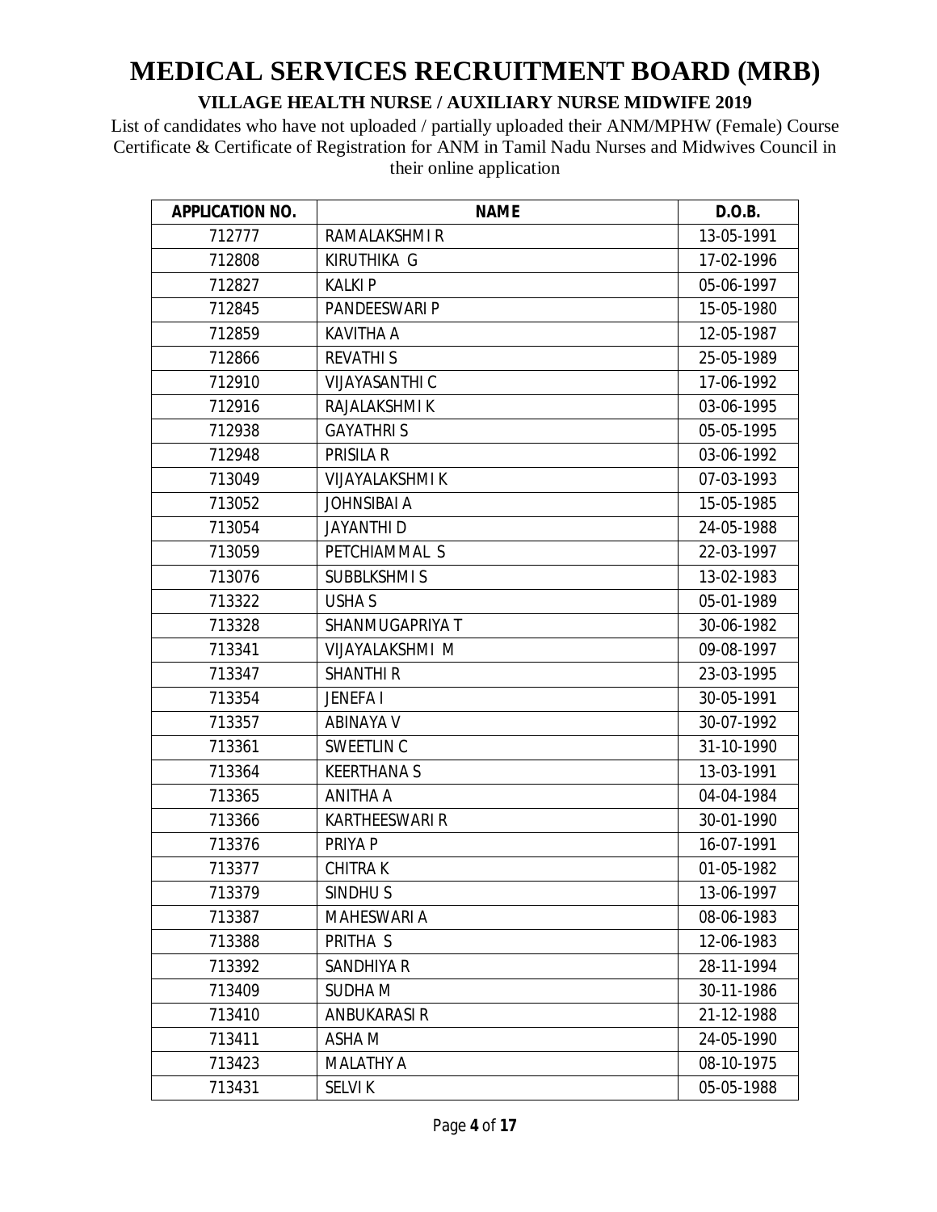# MEDICAL SERVICES RECRUITMENT BOARD (MRB)

**VILLAGE HEALTH NURSE / AUXILIARY NURSE MIDWIFE 2019**

List of candidates who have not uploaded / partially uploaded their ANM/MPHW (Female) Course Certificate & Certificate of Registration for ANM in Tamil Nadu Nurses and Midwives Council in their online application

| APPLICATION NO. | NAME | D.O.B. |
|---|---|---|
| 712777 | RAMALAKSHMI R | 13-05-1991 |
| 712808 | KIRUTHIKA G | 17-02-1996 |
| 712827 | KALKI P | 05-06-1997 |
| 712845 | PANDEESWARI P | 15-05-1980 |
| 712859 | KAVITHA A | 12-05-1987 |
| 712866 | REVATHI S | 25-05-1989 |
| 712910 | VIJAYASANTHI C | 17-06-1992 |
| 712916 | RAJALAKSHMI K | 03-06-1995 |
| 712938 | GAYATHRI S | 05-05-1995 |
| 712948 | PRISILA R | 03-06-1992 |
| 713049 | VIJAYALAKSHMI K | 07-03-1993 |
| 713052 | JOHNSIBAI A | 15-05-1985 |
| 713054 | JAYANTHI D | 24-05-1988 |
| 713059 | PETCHIAMMAL S | 22-03-1997 |
| 713076 | SUBBLKSHMI S | 13-02-1983 |
| 713322 | USHA S | 05-01-1989 |
| 713328 | SHANMUGAPRIYA T | 30-06-1982 |
| 713341 | VIJAYALAKSHMI M | 09-08-1997 |
| 713347 | SHANTHI R | 23-03-1995 |
| 713354 | JENEFA I | 30-05-1991 |
| 713357 | ABINAYA V | 30-07-1992 |
| 713361 | SWEETLIN C | 31-10-1990 |
| 713364 | KEERTHANA S | 13-03-1991 |
| 713365 | ANITHA A | 04-04-1984 |
| 713366 | KARTHEESWARI R | 30-01-1990 |
| 713376 | PRIYA P | 16-07-1991 |
| 713377 | CHITRA K | 01-05-1982 |
| 713379 | SINDHU S | 13-06-1997 |
| 713387 | MAHESWARI A | 08-06-1983 |
| 713388 | PRITHA S | 12-06-1983 |
| 713392 | SANDHIYA R | 28-11-1994 |
| 713409 | SUDHA M | 30-11-1986 |
| 713410 | ANBUKARASI R | 21-12-1988 |
| 713411 | ASHA M | 24-05-1990 |
| 713423 | MALATHY A | 08-10-1975 |
| 713431 | SELVI K | 05-05-1988 |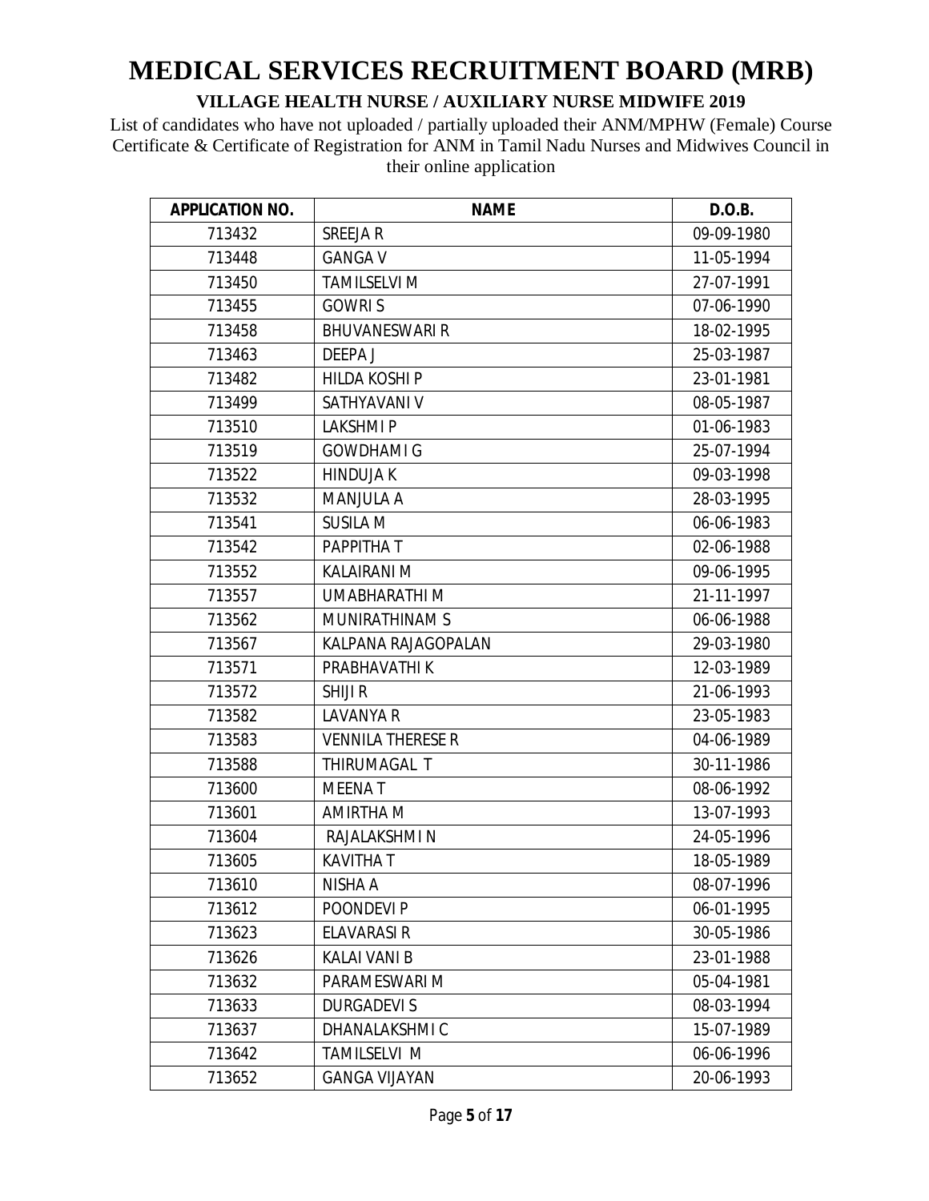# MEDICAL SERVICES RECRUITMENT BOARD (MRB)

**VILLAGE HEALTH NURSE / AUXILIARY NURSE MIDWIFE 2019**

List of candidates who have not uploaded / partially uploaded their ANM/MPHW (Female) Course Certificate & Certificate of Registration for ANM in Tamil Nadu Nurses and Midwives Council in their online application

| APPLICATION NO. | NAME | D.O.B. |
|---|---|---|
| 713432 | SREEJA R | 09-09-1980 |
| 713448 | GANGA V | 11-05-1994 |
| 713450 | TAMILSELVI M | 27-07-1991 |
| 713455 | GOWRI S | 07-06-1990 |
| 713458 | BHUVANESWARI R | 18-02-1995 |
| 713463 | DEEPA J | 25-03-1987 |
| 713482 | HILDA KOSHI P | 23-01-1981 |
| 713499 | SATHYAVANI V | 08-05-1987 |
| 713510 | LAKSHMI P | 01-06-1983 |
| 713519 | GOWDHAMI G | 25-07-1994 |
| 713522 | HINDUJA K | 09-03-1998 |
| 713532 | MANJULA A | 28-03-1995 |
| 713541 | SUSILA M | 06-06-1983 |
| 713542 | PAPPITHA T | 02-06-1988 |
| 713552 | KALAIRANI M | 09-06-1995 |
| 713557 | UMABHARATHI M | 21-11-1997 |
| 713562 | MUNIRATHINAM S | 06-06-1988 |
| 713567 | KALPANA RAJAGOPALAN | 29-03-1980 |
| 713571 | PRABHAVATHI K | 12-03-1989 |
| 713572 | SHIJI R | 21-06-1993 |
| 713582 | LAVANYA R | 23-05-1983 |
| 713583 | VENNILA THERESE R | 04-06-1989 |
| 713588 | THIRUMAGAL T | 30-11-1986 |
| 713600 | MEENA T | 08-06-1992 |
| 713601 | AMIRTHA M | 13-07-1993 |
| 713604 | RAJALAKSHMI N | 24-05-1996 |
| 713605 | KAVITHA T | 18-05-1989 |
| 713610 | NISHA A | 08-07-1996 |
| 713612 | POONDEVI P | 06-01-1995 |
| 713623 | ELAVARASI R | 30-05-1986 |
| 713626 | KALAI VANI B | 23-01-1988 |
| 713632 | PARAMESWARI M | 05-04-1981 |
| 713633 | DURGADEVI S | 08-03-1994 |
| 713637 | DHANALAKSHMI C | 15-07-1989 |
| 713642 | TAMILSELVI M | 06-06-1996 |
| 713652 | GANGA VIJAYAN | 20-06-1993 |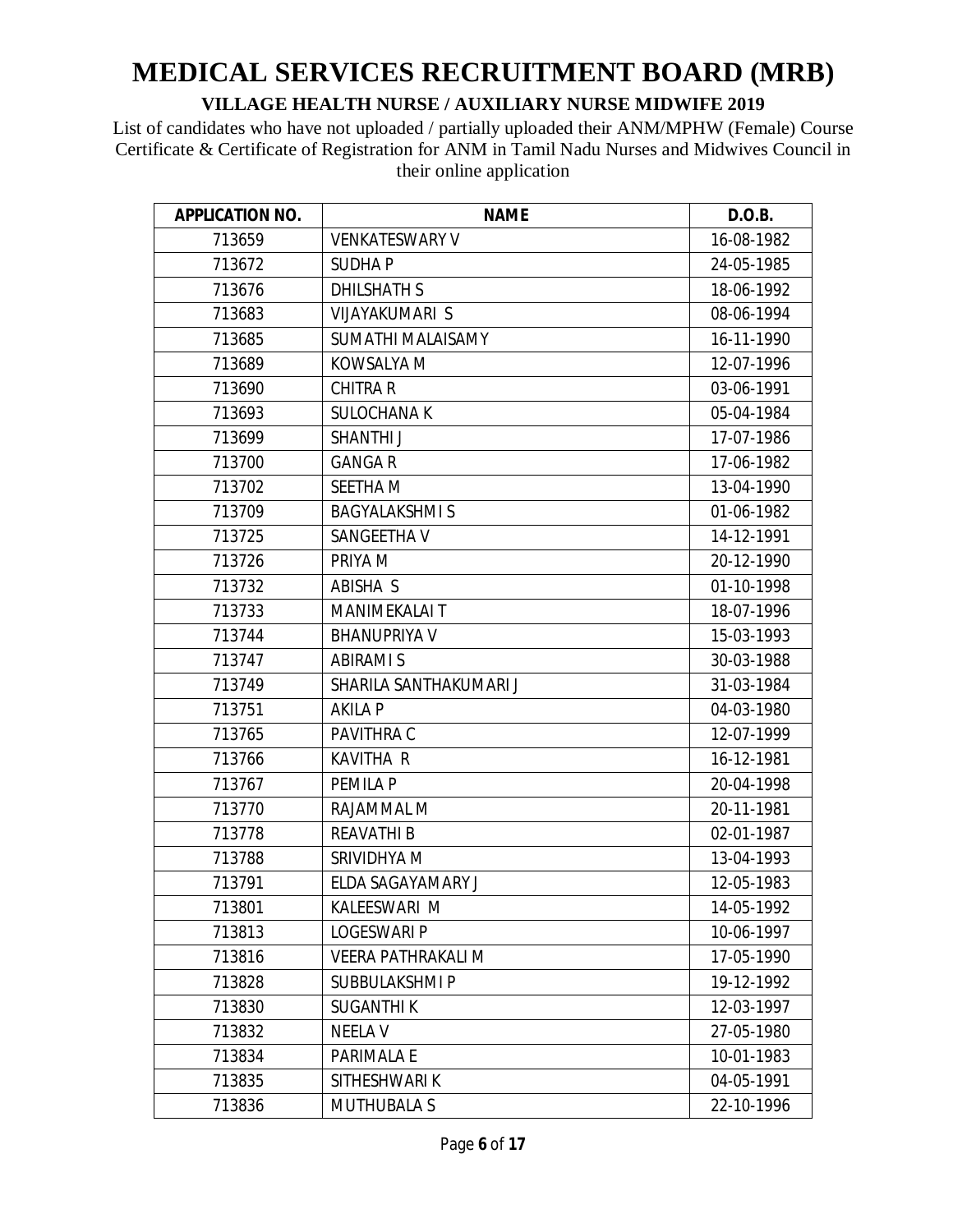# MEDICAL SERVICES RECRUITMENT BOARD (MRB)

## VILLAGE HEALTH NURSE / AUXILIARY NURSE MIDWIFE 2019

List of candidates who have not uploaded / partially uploaded their ANM/MPHW (Female) Course Certificate & Certificate of Registration for ANM in Tamil Nadu Nurses and Midwives Council in their online application

| APPLICATION NO. | NAME | D.O.B. |
|---|---|---|
| 713659 | VENKATESWARY V | 16-08-1982 |
| 713672 | SUDHA P | 24-05-1985 |
| 713676 | DHILSHATH S | 18-06-1992 |
| 713683 | VIJAYAKUMARI S | 08-06-1994 |
| 713685 | SUMATHI MALAISAMY | 16-11-1990 |
| 713689 | KOWSALYA M | 12-07-1996 |
| 713690 | CHITRA R | 03-06-1991 |
| 713693 | SULOCHANA K | 05-04-1984 |
| 713699 | SHANTHI J | 17-07-1986 |
| 713700 | GANGA R | 17-06-1982 |
| 713702 | SEETHA M | 13-04-1990 |
| 713709 | BAGYALAKSHMI S | 01-06-1982 |
| 713725 | SANGEETHA V | 14-12-1991 |
| 713726 | PRIYA M | 20-12-1990 |
| 713732 | ABISHA S | 01-10-1998 |
| 713733 | MANIMEKALAI T | 18-07-1996 |
| 713744 | BHANUPRIYA V | 15-03-1993 |
| 713747 | ABIRAMI S | 30-03-1988 |
| 713749 | SHARILA SANTHAKUMARI J | 31-03-1984 |
| 713751 | AKILA P | 04-03-1980 |
| 713765 | PAVITHRA C | 12-07-1999 |
| 713766 | KAVITHA R | 16-12-1981 |
| 713767 | PEMILA P | 20-04-1998 |
| 713770 | RAJAMMAL M | 20-11-1981 |
| 713778 | REAVATHI B | 02-01-1987 |
| 713788 | SRIVIDHYA M | 13-04-1993 |
| 713791 | ELDA SAGAYAMARY J | 12-05-1983 |
| 713801 | KALEESWARI M | 14-05-1992 |
| 713813 | LOGESWARI P | 10-06-1997 |
| 713816 | VEERA PATHRAKALI M | 17-05-1990 |
| 713828 | SUBBULAKSHMI P | 19-12-1992 |
| 713830 | SUGANTHI K | 12-03-1997 |
| 713832 | NEELA V | 27-05-1980 |
| 713834 | PARIMALA E | 10-01-1983 |
| 713835 | SITHESHWARI K | 04-05-1991 |
| 713836 | MUTHUBALA S | 22-10-1996 |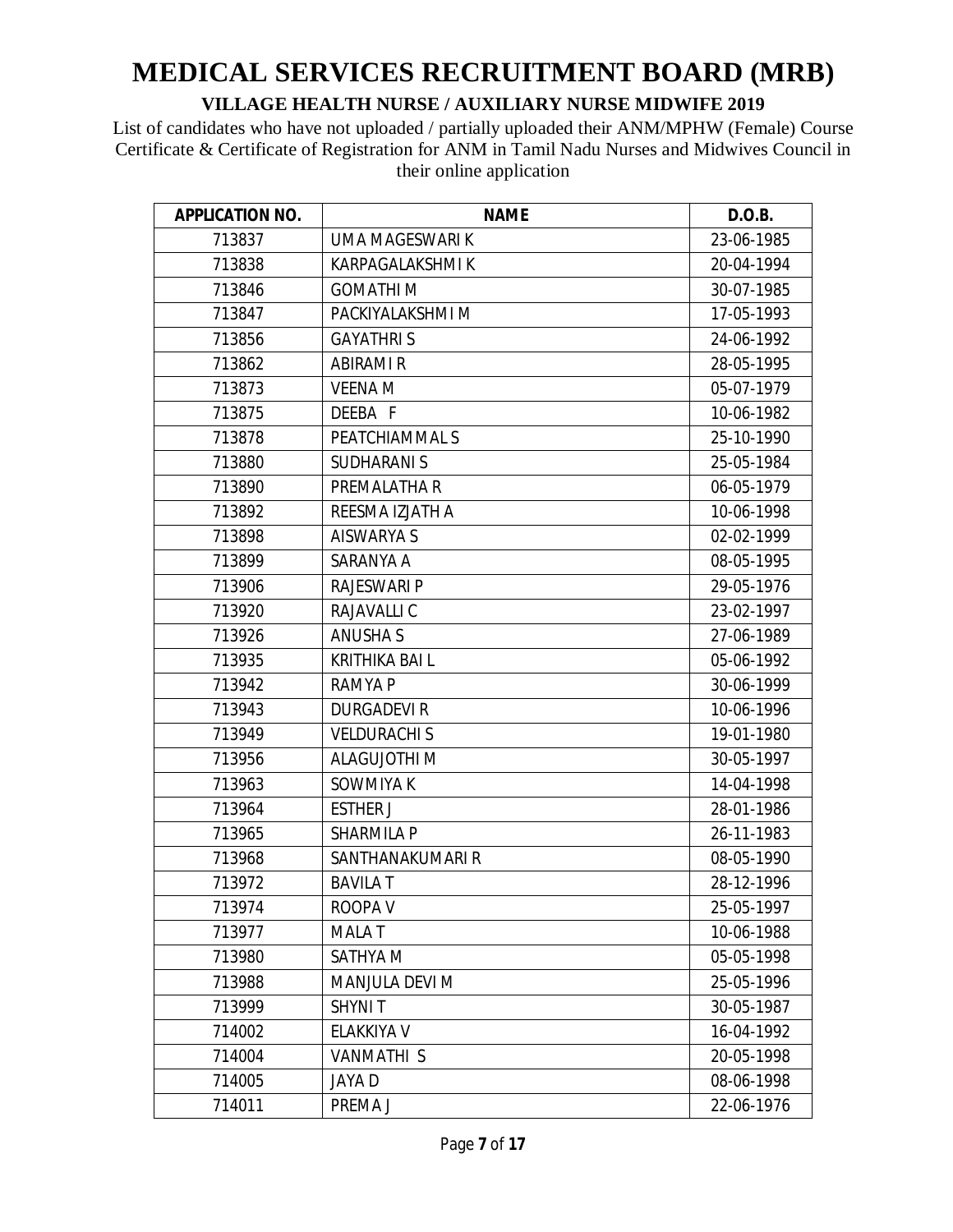# MEDICAL SERVICES RECRUITMENT BOARD (MRB)

**VILLAGE HEALTH NURSE / AUXILIARY NURSE MIDWIFE 2019**

List of candidates who have not uploaded / partially uploaded their ANM/MPHW (Female) Course Certificate & Certificate of Registration for ANM in Tamil Nadu Nurses and Midwives Council in their online application

| APPLICATION NO. | NAME | D.O.B. |
|---|---|---|
| 713837 | UMA MAGESWARI K | 23-06-1985 |
| 713838 | KARPAGALAKSHMI K | 20-04-1994 |
| 713846 | GOMATHI M | 30-07-1985 |
| 713847 | PACKIYALAKSHMI M | 17-05-1993 |
| 713856 | GAYATHRI S | 24-06-1992 |
| 713862 | ABIRAMI R | 28-05-1995 |
| 713873 | VEENA M | 05-07-1979 |
| 713875 | DEEBA F | 10-06-1982 |
| 713878 | PEATCHIAMMAL S | 25-10-1990 |
| 713880 | SUDHARANI S | 25-05-1984 |
| 713890 | PREMALATHA R | 06-05-1979 |
| 713892 | REESMA IZJATH A | 10-06-1998 |
| 713898 | AISWARYA S | 02-02-1999 |
| 713899 | SARANYA A | 08-05-1995 |
| 713906 | RAJESWARI P | 29-05-1976 |
| 713920 | RAJAVALLI C | 23-02-1997 |
| 713926 | ANUSHA S | 27-06-1989 |
| 713935 | KRITHIKA BAI L | 05-06-1992 |
| 713942 | RAMYA P | 30-06-1999 |
| 713943 | DURGADEVI R | 10-06-1996 |
| 713949 | VELDURACHI S | 19-01-1980 |
| 713956 | ALAGUJOTHI M | 30-05-1997 |
| 713963 | SOWMIYA K | 14-04-1998 |
| 713964 | ESTHER J | 28-01-1986 |
| 713965 | SHARMILA P | 26-11-1983 |
| 713968 | SANTHANAKUMARI R | 08-05-1990 |
| 713972 | BAVILA T | 28-12-1996 |
| 713974 | ROOPA V | 25-05-1997 |
| 713977 | MALA T | 10-06-1988 |
| 713980 | SATHYA M | 05-05-1998 |
| 713988 | MANJULA DEVI M | 25-05-1996 |
| 713999 | SHYNI T | 30-05-1987 |
| 714002 | ELAKKIYA V | 16-04-1992 |
| 714004 | VANMATHI S | 20-05-1998 |
| 714005 | JAYA D | 08-06-1998 |
| 714011 | PREMA J | 22-06-1976 |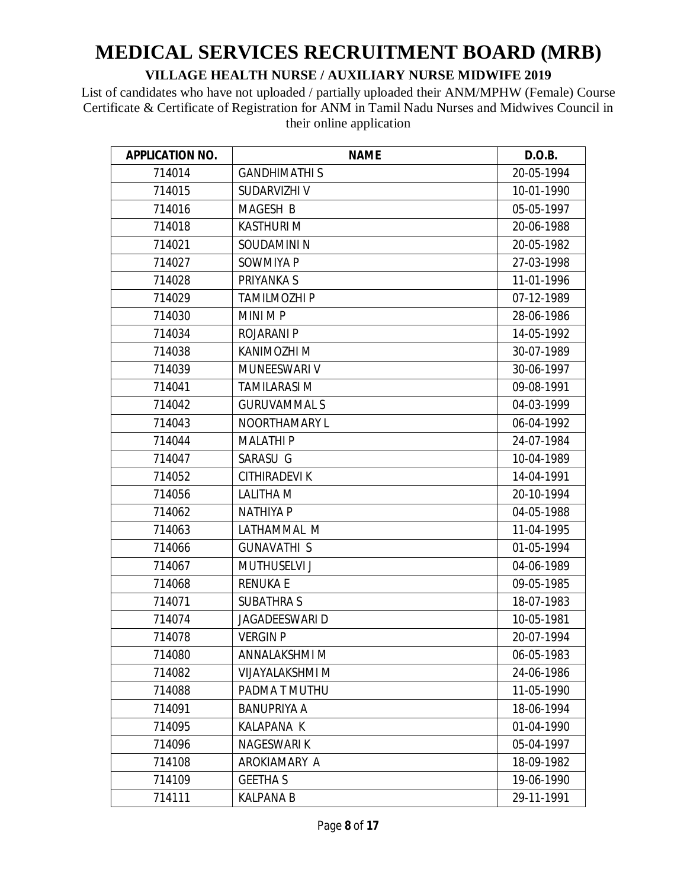# MEDICAL SERVICES RECRUITMENT BOARD (MRB)

**VILLAGE HEALTH NURSE / AUXILIARY NURSE MIDWIFE 2019**

List of candidates who have not uploaded / partially uploaded their ANM/MPHW (Female) Course Certificate & Certificate of Registration for ANM in Tamil Nadu Nurses and Midwives Council in their online application

| APPLICATION NO. | NAME | D.O.B. |
|---|---|---|
| 714014 | GANDHIMATHI S | 20-05-1994 |
| 714015 | SUDARVIZHI V | 10-01-1990 |
| 714016 | MAGESH B | 05-05-1997 |
| 714018 | KASTHURI M | 20-06-1988 |
| 714021 | SOUDAMINI N | 20-05-1982 |
| 714027 | SOWMIYA P | 27-03-1998 |
| 714028 | PRIYANKA S | 11-01-1996 |
| 714029 | TAMILMOZHI P | 07-12-1989 |
| 714030 | MINI M P | 28-06-1986 |
| 714034 | ROJARANI P | 14-05-1992 |
| 714038 | KANIMOZHI M | 30-07-1989 |
| 714039 | MUNEESWARI V | 30-06-1997 |
| 714041 | TAMILARASI M | 09-08-1991 |
| 714042 | GURUVAMMAL S | 04-03-1999 |
| 714043 | NOORTHAMARY L | 06-04-1992 |
| 714044 | MALATHI P | 24-07-1984 |
| 714047 | SARASU G | 10-04-1989 |
| 714052 | CITHIRADEVI K | 14-04-1991 |
| 714056 | LALITHA M | 20-10-1994 |
| 714062 | NATHIYA P | 04-05-1988 |
| 714063 | LATHAMMAL M | 11-04-1995 |
| 714066 | GUNAVATHI S | 01-05-1994 |
| 714067 | MUTHUSELVI J | 04-06-1989 |
| 714068 | RENUKA E | 09-05-1985 |
| 714071 | SUBATHRA S | 18-07-1983 |
| 714074 | JAGADEESWARI D | 10-05-1981 |
| 714078 | VERGIN P | 20-07-1994 |
| 714080 | ANNALAKSHMI M | 06-05-1983 |
| 714082 | VIJAYALAKSHMI M | 24-06-1986 |
| 714088 | PADMA T MUTHU | 11-05-1990 |
| 714091 | BANUPRIYA A | 18-06-1994 |
| 714095 | KALAPANA K | 01-04-1990 |
| 714096 | NAGESWARI K | 05-04-1997 |
| 714108 | AROKIAMARY A | 18-09-1982 |
| 714109 | GEETHA S | 19-06-1990 |
| 714111 | KALPANA B | 29-11-1991 |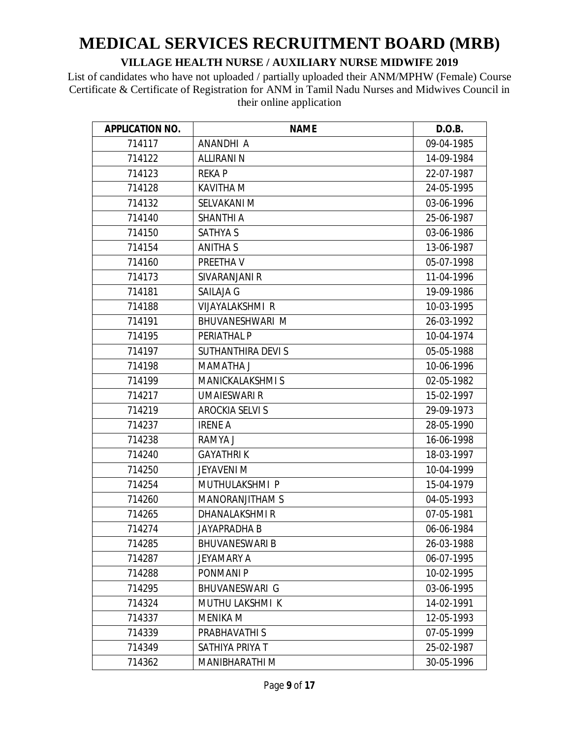# MEDICAL SERVICES RECRUITMENT BOARD (MRB)

## VILLAGE HEALTH NURSE / AUXILIARY NURSE MIDWIFE 2019

List of candidates who have not uploaded / partially uploaded their ANM/MPHW (Female) Course Certificate & Certificate of Registration for ANM in Tamil Nadu Nurses and Midwives Council in their online application

| APPLICATION NO. | NAME | D.O.B. |
|---|---|---|
| 714117 | ANANDHI A | 09-04-1985 |
| 714122 | ALLIRANI N | 14-09-1984 |
| 714123 | REKA P | 22-07-1987 |
| 714128 | KAVITHA M | 24-05-1995 |
| 714132 | SELVAKANI M | 03-06-1996 |
| 714140 | SHANTHI A | 25-06-1987 |
| 714150 | SATHYA S | 03-06-1986 |
| 714154 | ANITHA S | 13-06-1987 |
| 714160 | PREETHA V | 05-07-1998 |
| 714173 | SIVARANJANI R | 11-04-1996 |
| 714181 | SAILAJA G | 19-09-1986 |
| 714188 | VIJAYALAKSHMI R | 10-03-1995 |
| 714191 | BHUVANESHWARI M | 26-03-1992 |
| 714195 | PERIATHAL P | 10-04-1974 |
| 714197 | SUTHANTHIRA DEVI S | 05-05-1988 |
| 714198 | MAMATHA J | 10-06-1996 |
| 714199 | MANICKALAKSHMI S | 02-05-1982 |
| 714217 | UMAIESWARI R | 15-02-1997 |
| 714219 | AROCKIA SELVI S | 29-09-1973 |
| 714237 | IRENE A | 28-05-1990 |
| 714238 | RAMYA J | 16-06-1998 |
| 714240 | GAYATHRI K | 18-03-1997 |
| 714250 | JEYAVENI M | 10-04-1999 |
| 714254 | MUTHULAKSHMI P | 15-04-1979 |
| 714260 | MANORANJITHAM S | 04-05-1993 |
| 714265 | DHANALAKSHMI R | 07-05-1981 |
| 714274 | JAYAPRADHA B | 06-06-1984 |
| 714285 | BHUVANESWARI B | 26-03-1988 |
| 714287 | JEYAMARY A | 06-07-1995 |
| 714288 | PONMANI P | 10-02-1995 |
| 714295 | BHUVANESWARI G | 03-06-1995 |
| 714324 | MUTHU LAKSHMI K | 14-02-1991 |
| 714337 | MENIKA M | 12-05-1993 |
| 714339 | PRABHAVATHI S | 07-05-1999 |
| 714349 | SATHIYA PRIYA T | 25-02-1987 |
| 714362 | MANIBHARATHI M | 30-05-1996 |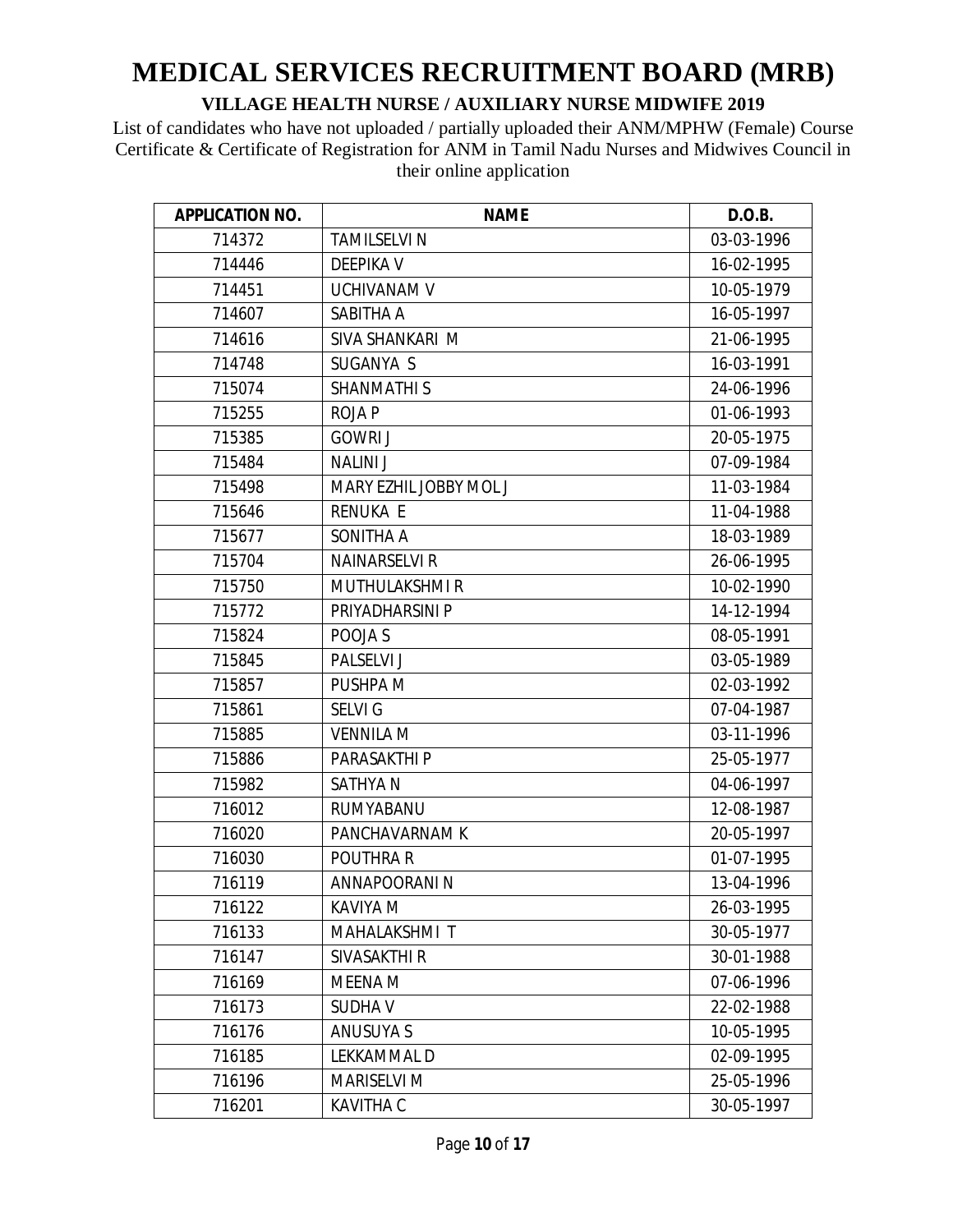# MEDICAL SERVICES RECRUITMENT BOARD (MRB)

**VILLAGE HEALTH NURSE / AUXILIARY NURSE MIDWIFE 2019**

List of candidates who have not uploaded / partially uploaded their ANM/MPHW (Female) Course Certificate & Certificate of Registration for ANM in Tamil Nadu Nurses and Midwives Council in their online application

| APPLICATION NO. | NAME | D.O.B. |
|---|---|---|
| 714372 | TAMILSELVI N | 03-03-1996 |
| 714446 | DEEPIKA V | 16-02-1995 |
| 714451 | UCHIVANAM V | 10-05-1979 |
| 714607 | SABITHA A | 16-05-1997 |
| 714616 | SIVA SHANKARI M | 21-06-1995 |
| 714748 | SUGANYA S | 16-03-1991 |
| 715074 | SHANMATHI S | 24-06-1996 |
| 715255 | ROJA P | 01-06-1993 |
| 715385 | GOWRI J | 20-05-1975 |
| 715484 | NALINI J | 07-09-1984 |
| 715498 | MARY EZHIL JOBBY MOL J | 11-03-1984 |
| 715646 | RENUKA E | 11-04-1988 |
| 715677 | SONITHA A | 18-03-1989 |
| 715704 | NAINARSELVI R | 26-06-1995 |
| 715750 | MUTHULAKSHMI R | 10-02-1990 |
| 715772 | PRIYADHARSINI P | 14-12-1994 |
| 715824 | POOJA S | 08-05-1991 |
| 715845 | PALSELVI J | 03-05-1989 |
| 715857 | PUSHPA M | 02-03-1992 |
| 715861 | SELVI G | 07-04-1987 |
| 715885 | VENNILA M | 03-11-1996 |
| 715886 | PARASAKTHI P | 25-05-1977 |
| 715982 | SATHYA N | 04-06-1997 |
| 716012 | RUMYABANU | 12-08-1987 |
| 716020 | PANCHAVARNAM K | 20-05-1997 |
| 716030 | POUTHRA R | 01-07-1995 |
| 716119 | ANNAPOORANI N | 13-04-1996 |
| 716122 | KAVIYA M | 26-03-1995 |
| 716133 | MAHALAKSHMI T | 30-05-1977 |
| 716147 | SIVASAKTHI R | 30-01-1988 |
| 716169 | MEENA M | 07-06-1996 |
| 716173 | SUDHA V | 22-02-1988 |
| 716176 | ANUSUYA S | 10-05-1995 |
| 716185 | LEKKAMMAL D | 02-09-1995 |
| 716196 | MARISELVI M | 25-05-1996 |
| 716201 | KAVITHA C | 30-05-1997 |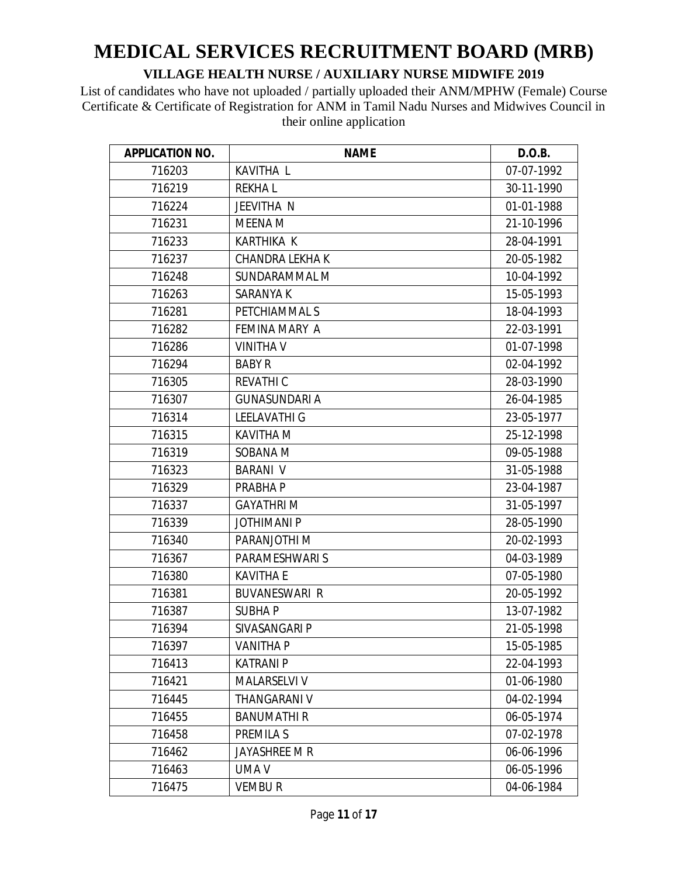# MEDICAL SERVICES RECRUITMENT BOARD (MRB)

### VILLAGE HEALTH NURSE / AUXILIARY NURSE MIDWIFE 2019

List of candidates who have not uploaded / partially uploaded their ANM/MPHW (Female) Course Certificate & Certificate of Registration for ANM in Tamil Nadu Nurses and Midwives Council in their online application

| APPLICATION NO. | NAME | D.O.B. |
|---|---|---|
| 716203 | KAVITHA L | 07-07-1992 |
| 716219 | REKHA L | 30-11-1990 |
| 716224 | JEEVITHA N | 01-01-1988 |
| 716231 | MEENA M | 21-10-1996 |
| 716233 | KARTHIKA K | 28-04-1991 |
| 716237 | CHANDRA LEKHA K | 20-05-1982 |
| 716248 | SUNDARAMMAL M | 10-04-1992 |
| 716263 | SARANYA K | 15-05-1993 |
| 716281 | PETCHIAMMAL S | 18-04-1993 |
| 716282 | FEMINA MARY A | 22-03-1991 |
| 716286 | VINITHA V | 01-07-1998 |
| 716294 | BABY R | 02-04-1992 |
| 716305 | REVATHI C | 28-03-1990 |
| 716307 | GUNASUNDARI A | 26-04-1985 |
| 716314 | LEELAVATHI G | 23-05-1977 |
| 716315 | KAVITHA M | 25-12-1998 |
| 716319 | SOBANA M | 09-05-1988 |
| 716323 | BARANI V | 31-05-1988 |
| 716329 | PRABHA P | 23-04-1987 |
| 716337 | GAYATHRI M | 31-05-1997 |
| 716339 | JOTHIMANI P | 28-05-1990 |
| 716340 | PARANJOTHI M | 20-02-1993 |
| 716367 | PARAMESHWARI S | 04-03-1989 |
| 716380 | KAVITHA E | 07-05-1980 |
| 716381 | BUVANESWARI R | 20-05-1992 |
| 716387 | SUBHA P | 13-07-1982 |
| 716394 | SIVASANGARI P | 21-05-1998 |
| 716397 | VANITHA P | 15-05-1985 |
| 716413 | KATRANI P | 22-04-1993 |
| 716421 | MALARSELVI V | 01-06-1980 |
| 716445 | THANGARANI V | 04-02-1994 |
| 716455 | BANUMATHI R | 06-05-1974 |
| 716458 | PREMILA S | 07-02-1978 |
| 716462 | JAYASHREE M R | 06-06-1996 |
| 716463 | UMA V | 06-05-1996 |
| 716475 | VEMBU R | 04-06-1984 |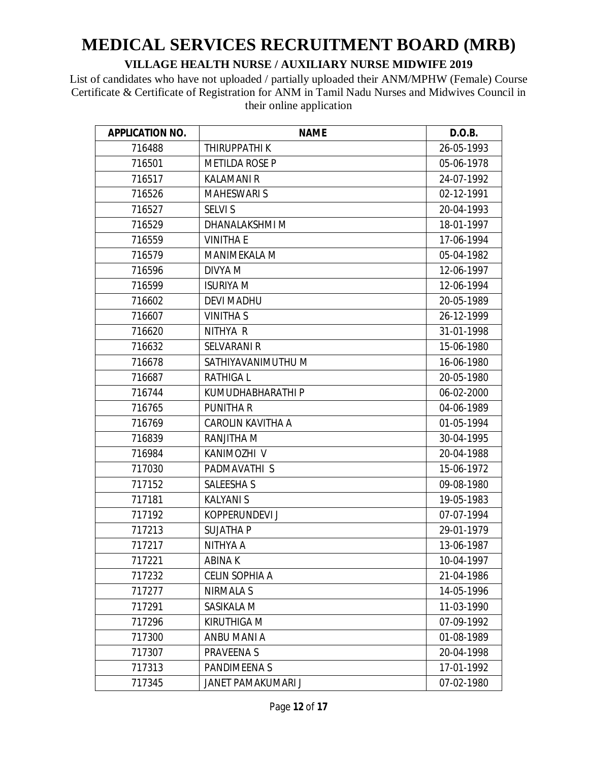# MEDICAL SERVICES RECRUITMENT BOARD (MRB)

**VILLAGE HEALTH NURSE / AUXILIARY NURSE MIDWIFE 2019**

List of candidates who have not uploaded / partially uploaded their ANM/MPHW (Female) Course Certificate & Certificate of Registration for ANM in Tamil Nadu Nurses and Midwives Council in their online application

| APPLICATION NO. | NAME | D.O.B. |
|---|---|---|
| 716488 | THIRUPPATHI K | 26-05-1993 |
| 716501 | METILDA ROSE P | 05-06-1978 |
| 716517 | KALAMANI R | 24-07-1992 |
| 716526 | MAHESWARI S | 02-12-1991 |
| 716527 | SELVI S | 20-04-1993 |
| 716529 | DHANALAKSHMI M | 18-01-1997 |
| 716559 | VINITHA E | 17-06-1994 |
| 716579 | MANIMEKALA M | 05-04-1982 |
| 716596 | DIVYA M | 12-06-1997 |
| 716599 | ISURIYA M | 12-06-1994 |
| 716602 | DEVI MADHU | 20-05-1989 |
| 716607 | VINITHA S | 26-12-1999 |
| 716620 | NITHYA R | 31-01-1998 |
| 716632 | SELVARANI R | 15-06-1980 |
| 716678 | SATHIYAVANIMUTHU M | 16-06-1980 |
| 716687 | RATHIGA L | 20-05-1980 |
| 716744 | KUMUDHABHARATHI P | 06-02-2000 |
| 716765 | PUNITHA R | 04-06-1989 |
| 716769 | CAROLIN KAVITHA A | 01-05-1994 |
| 716839 | RANJITHA M | 30-04-1995 |
| 716984 | KANIMOZHI V | 20-04-1988 |
| 717030 | PADMAVATHI S | 15-06-1972 |
| 717152 | SALEESHA S | 09-08-1980 |
| 717181 | KALYANI S | 19-05-1983 |
| 717192 | KOPPERUNDEVI J | 07-07-1994 |
| 717213 | SUJATHA P | 29-01-1979 |
| 717217 | NITHYA A | 13-06-1987 |
| 717221 | ABINA K | 10-04-1997 |
| 717232 | CELIN SOPHIA A | 21-04-1986 |
| 717277 | NIRMALA S | 14-05-1996 |
| 717291 | SASIKALA M | 11-03-1990 |
| 717296 | KIRUTHIGA M | 07-09-1992 |
| 717300 | ANBU MANI A | 01-08-1989 |
| 717307 | PRAVEENA S | 20-04-1998 |
| 717313 | PANDIMEENA S | 17-01-1992 |
| 717345 | JANET PAMAKUMARI J | 07-02-1980 |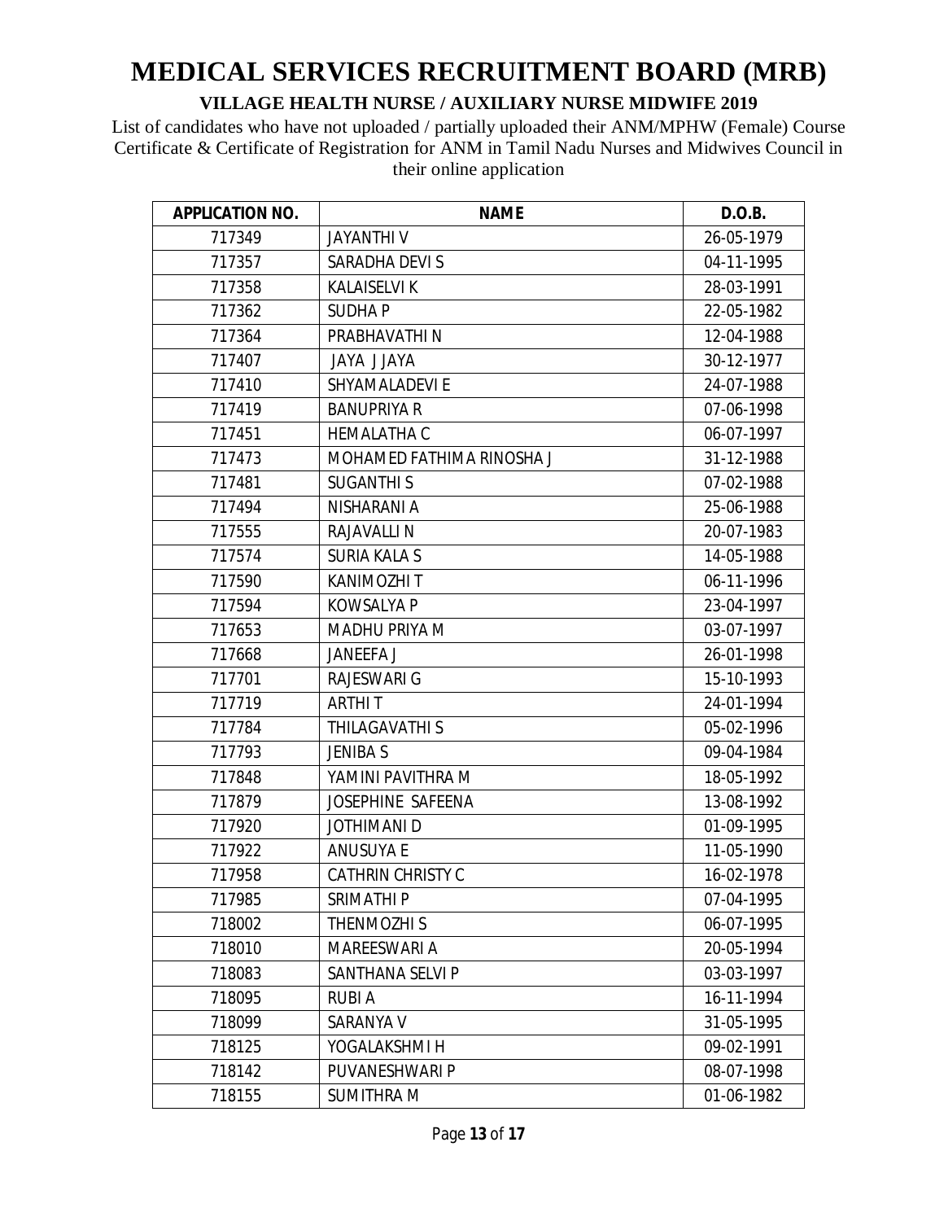# MEDICAL SERVICES RECRUITMENT BOARD (MRB)

## VILLAGE HEALTH NURSE / AUXILIARY NURSE MIDWIFE 2019

List of candidates who have not uploaded / partially uploaded their ANM/MPHW (Female) Course Certificate & Certificate of Registration for ANM in Tamil Nadu Nurses and Midwives Council in their online application

| APPLICATION NO. | NAME | D.O.B. |
|---|---|---|
| 717349 | JAYANTHI V | 26-05-1979 |
| 717357 | SARADHA DEVI S | 04-11-1995 |
| 717358 | KALAISELVI K | 28-03-1991 |
| 717362 | SUDHA P | 22-05-1982 |
| 717364 | PRABHAVATHI N | 12-04-1988 |
| 717407 | JAYA J JAYA | 30-12-1977 |
| 717410 | SHYAMALADEVI E | 24-07-1988 |
| 717419 | BANUPRIYA R | 07-06-1998 |
| 717451 | HEMALATHA C | 06-07-1997 |
| 717473 | MOHAMED FATHIMA RINOSHA J | 31-12-1988 |
| 717481 | SUGANTHI S | 07-02-1988 |
| 717494 | NISHARANI A | 25-06-1988 |
| 717555 | RAJAVALLI N | 20-07-1983 |
| 717574 | SURIA KALA S | 14-05-1988 |
| 717590 | KANIMOZHI T | 06-11-1996 |
| 717594 | KOWSALYA P | 23-04-1997 |
| 717653 | MADHU PRIYA M | 03-07-1997 |
| 717668 | JANEEFA J | 26-01-1998 |
| 717701 | RAJESWARI G | 15-10-1993 |
| 717719 | ARTHI T | 24-01-1994 |
| 717784 | THILAGAVATHI S | 05-02-1996 |
| 717793 | JENIBA S | 09-04-1984 |
| 717848 | YAMINI PAVITHRA M | 18-05-1992 |
| 717879 | JOSEPHINE SAFEENA | 13-08-1992 |
| 717920 | JOTHIMANI D | 01-09-1995 |
| 717922 | ANUSUYA E | 11-05-1990 |
| 717958 | CATHRIN CHRISTY C | 16-02-1978 |
| 717985 | SRIMATHI P | 07-04-1995 |
| 718002 | THENMOZHI S | 06-07-1995 |
| 718010 | MAREESWARI A | 20-05-1994 |
| 718083 | SANTHANA SELVI P | 03-03-1997 |
| 718095 | RUBI A | 16-11-1994 |
| 718099 | SARANYA V | 31-05-1995 |
| 718125 | YOGALAKSHMI H | 09-02-1991 |
| 718142 | PUVANESHWARI P | 08-07-1998 |
| 718155 | SUMITHRA M | 01-06-1982 |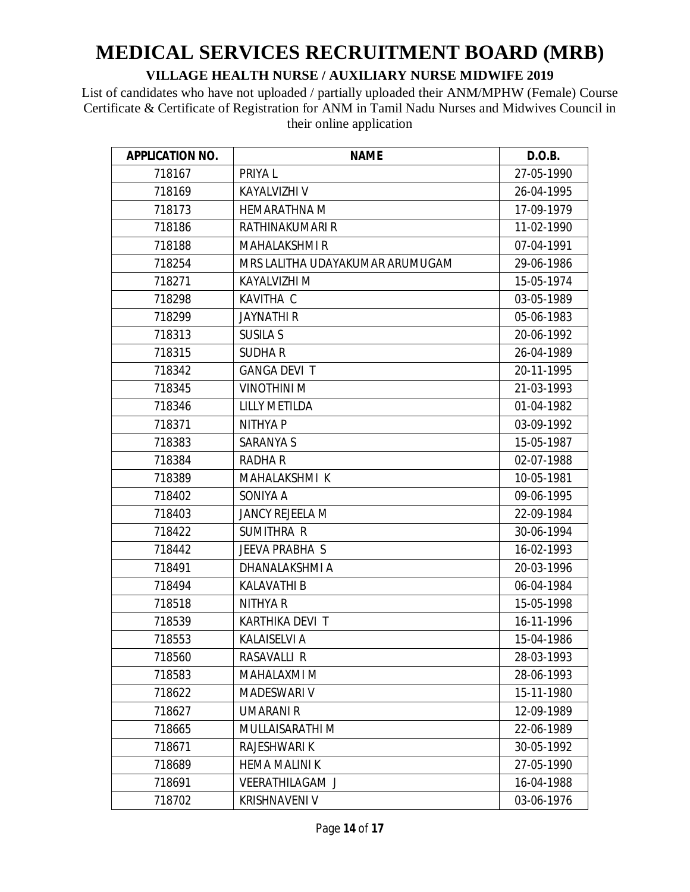# MEDICAL SERVICES RECRUITMENT BOARD (MRB)

**VILLAGE HEALTH NURSE / AUXILIARY NURSE MIDWIFE 2019**

List of candidates who have not uploaded / partially uploaded their ANM/MPHW (Female) Course Certificate & Certificate of Registration for ANM in Tamil Nadu Nurses and Midwives Council in their online application

| APPLICATION NO. | NAME | D.O.B. |
|---|---|---|
| 718167 | PRIYA L | 27-05-1990 |
| 718169 | KAYALVIZHI V | 26-04-1995 |
| 718173 | HEMARATHNA M | 17-09-1979 |
| 718186 | RATHINAKUMARI R | 11-02-1990 |
| 718188 | MAHALAKSHMI R | 07-04-1991 |
| 718254 | MRS LALITHA UDAYAKUMAR ARUMUGAM | 29-06-1986 |
| 718271 | KAYALVIZHI M | 15-05-1974 |
| 718298 | KAVITHA C | 03-05-1989 |
| 718299 | JAYNATHI R | 05-06-1983 |
| 718313 | SUSILA S | 20-06-1992 |
| 718315 | SUDHA R | 26-04-1989 |
| 718342 | GANGA DEVI T | 20-11-1995 |
| 718345 | VINOTHINI M | 21-03-1993 |
| 718346 | LILLY METILDA | 01-04-1982 |
| 718371 | NITHYA P | 03-09-1992 |
| 718383 | SARANYA S | 15-05-1987 |
| 718384 | RADHA R | 02-07-1988 |
| 718389 | MAHALAKSHMI K | 10-05-1981 |
| 718402 | SONIYA A | 09-06-1995 |
| 718403 | JANCY REJEELA M | 22-09-1984 |
| 718422 | SUMITHRA R | 30-06-1994 |
| 718442 | JEEVA PRABHA S | 16-02-1993 |
| 718491 | DHANALAKSHMI A | 20-03-1996 |
| 718494 | KALAVATHI B | 06-04-1984 |
| 718518 | NITHYA R | 15-05-1998 |
| 718539 | KARTHIKA DEVI T | 16-11-1996 |
| 718553 | KALAISELVI A | 15-04-1986 |
| 718560 | RASAVALLI R | 28-03-1993 |
| 718583 | MAHALAXMI M | 28-06-1993 |
| 718622 | MADESWARI V | 15-11-1980 |
| 718627 | UMARANI R | 12-09-1989 |
| 718665 | MULLAISARATHI M | 22-06-1989 |
| 718671 | RAJESHWARI K | 30-05-1992 |
| 718689 | HEMA MALINI K | 27-05-1990 |
| 718691 | VEERATHILAGAM J | 16-04-1988 |
| 718702 | KRISHNAVENI V | 03-06-1976 |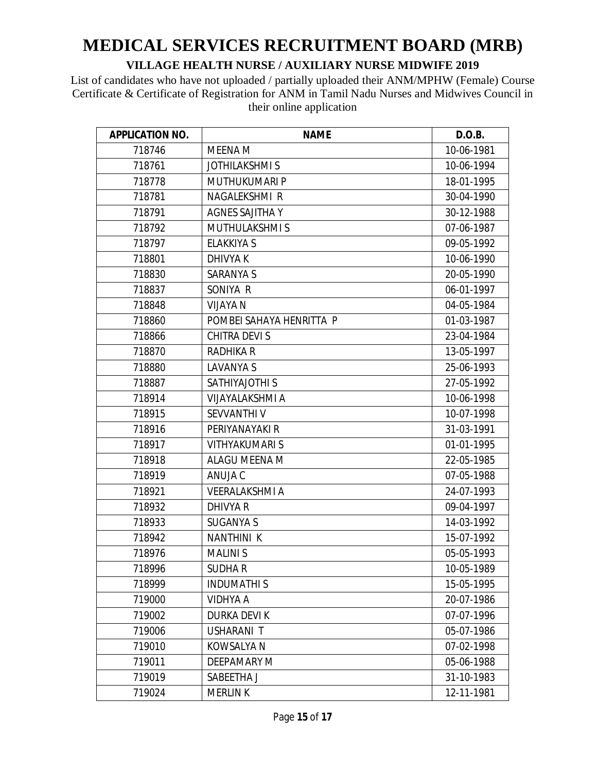# MEDICAL SERVICES RECRUITMENT BOARD (MRB)

## VILLAGE HEALTH NURSE / AUXILIARY NURSE MIDWIFE 2019

List of candidates who have not uploaded / partially uploaded their ANM/MPHW (Female) Course Certificate & Certificate of Registration for ANM in Tamil Nadu Nurses and Midwives Council in their online application

| APPLICATION NO. | NAME | D.O.B. |
|---|---|---|
| 718746 | MEENA M | 10-06-1981 |
| 718761 | JOTHILAKSHMI S | 10-06-1994 |
| 718778 | MUTHUKUMARI P | 18-01-1995 |
| 718781 | NAGALEKSHMI R | 30-04-1990 |
| 718791 | AGNES SAJITHA Y | 30-12-1988 |
| 718792 | MUTHULAKSHMI S | 07-06-1987 |
| 718797 | ELAKKIYA S | 09-05-1992 |
| 718801 | DHIVYA K | 10-06-1990 |
| 718830 | SARANYA S | 20-05-1990 |
| 718837 | SONIYA R | 06-01-1997 |
| 718848 | VIJAYA N | 04-05-1984 |
| 718860 | POMBEI SAHAYA HENRITTA P | 01-03-1987 |
| 718866 | CHITRA DEVI S | 23-04-1984 |
| 718870 | RADHIKA R | 13-05-1997 |
| 718880 | LAVANYA S | 25-06-1993 |
| 718887 | SATHIYAJOTHI S | 27-05-1992 |
| 718914 | VIJAYALAKSHMI A | 10-06-1998 |
| 718915 | SEVVANTHI V | 10-07-1998 |
| 718916 | PERIYANAYAKI R | 31-03-1991 |
| 718917 | VITHYAKUMARI S | 01-01-1995 |
| 718918 | ALAGU MEENA M | 22-05-1985 |
| 718919 | ANUJA C | 07-05-1988 |
| 718921 | VEERALAKSHMI A | 24-07-1993 |
| 718932 | DHIVYA R | 09-04-1997 |
| 718933 | SUGANYA S | 14-03-1992 |
| 718942 | NANTHINI K | 15-07-1992 |
| 718976 | MALINI S | 05-05-1993 |
| 718996 | SUDHA R | 10-05-1989 |
| 718999 | INDUMATHI S | 15-05-1995 |
| 719000 | VIDHYA A | 20-07-1986 |
| 719002 | DURKA DEVI K | 07-07-1996 |
| 719006 | USHARANI T | 05-07-1986 |
| 719010 | KOWSALYA N | 07-02-1998 |
| 719011 | DEEPAMARY M | 05-06-1988 |
| 719019 | SABEETHA J | 31-10-1983 |
| 719024 | MERLIN K | 12-11-1981 |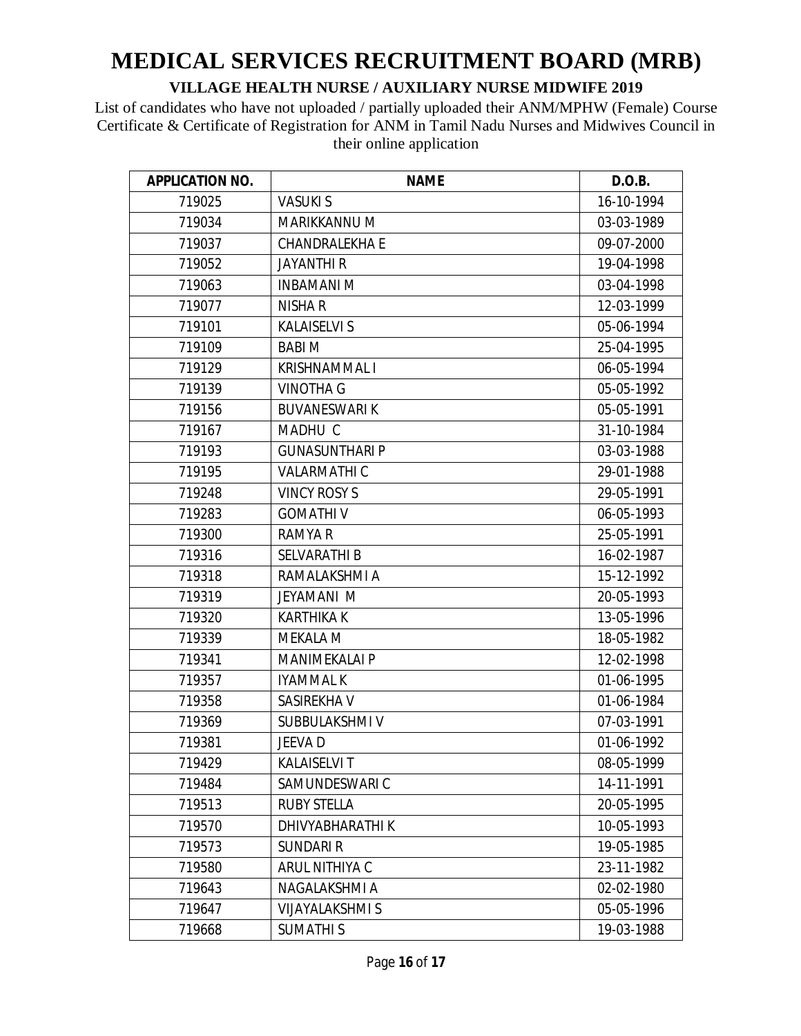# MEDICAL SERVICES RECRUITMENT BOARD (MRB)

**VILLAGE HEALTH NURSE / AUXILIARY NURSE MIDWIFE 2019**

List of candidates who have not uploaded / partially uploaded their ANM/MPHW (Female) Course Certificate & Certificate of Registration for ANM in Tamil Nadu Nurses and Midwives Council in their online application

| APPLICATION NO. | NAME | D.O.B. |
|---|---|---|
| 719025 | VASUKI S | 16-10-1994 |
| 719034 | MARIKKANNU M | 03-03-1989 |
| 719037 | CHANDRALEKHA E | 09-07-2000 |
| 719052 | JAYANTHI R | 19-04-1998 |
| 719063 | INBAMANI M | 03-04-1998 |
| 719077 | NISHA R | 12-03-1999 |
| 719101 | KALAISELVI S | 05-06-1994 |
| 719109 | BABI M | 25-04-1995 |
| 719129 | KRISHNAMMAL I | 06-05-1994 |
| 719139 | VINOTHA G | 05-05-1992 |
| 719156 | BUVANESWARI K | 05-05-1991 |
| 719167 | MADHU C | 31-10-1984 |
| 719193 | GUNASUNTHARI P | 03-03-1988 |
| 719195 | VALARMATHI C | 29-01-1988 |
| 719248 | VINCY ROSY S | 29-05-1991 |
| 719283 | GOMATHI V | 06-05-1993 |
| 719300 | RAMYA R | 25-05-1991 |
| 719316 | SELVARATHI B | 16-02-1987 |
| 719318 | RAMALAKSHMI A | 15-12-1992 |
| 719319 | JEYAMANI M | 20-05-1993 |
| 719320 | KARTHIKA K | 13-05-1996 |
| 719339 | MEKALA M | 18-05-1982 |
| 719341 | MANIMEKALAI P | 12-02-1998 |
| 719357 | IYAMMAL K | 01-06-1995 |
| 719358 | SASIREKHA V | 01-06-1984 |
| 719369 | SUBBULAKSHMI V | 07-03-1991 |
| 719381 | JEEVA D | 01-06-1992 |
| 719429 | KALAISELVI T | 08-05-1999 |
| 719484 | SAMUNDESWARI C | 14-11-1991 |
| 719513 | RUBY STELLA | 20-05-1995 |
| 719570 | DHIVYABHARATHI K | 10-05-1993 |
| 719573 | SUNDARI R | 19-05-1985 |
| 719580 | ARUL NITHIYA C | 23-11-1982 |
| 719643 | NAGALAKSHMI A | 02-02-1980 |
| 719647 | VIJAYALAKSHMI S | 05-05-1996 |
| 719668 | SUMATHI S | 19-03-1988 |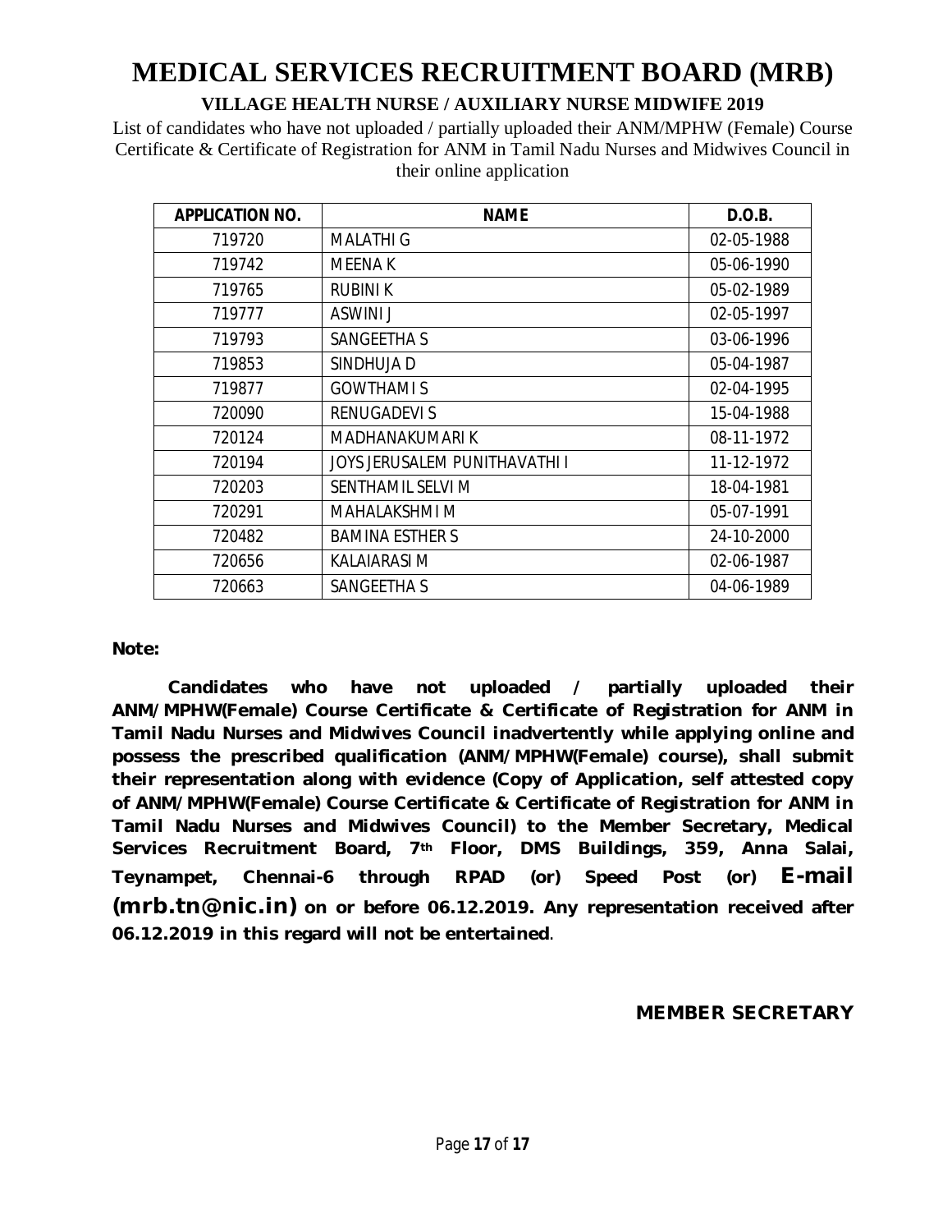# MEDICAL SERVICES RECRUITMENT BOARD (MRB)

### VILLAGE HEALTH NURSE / AUXILIARY NURSE MIDWIFE 2019

List of candidates who have not uploaded / partially uploaded their ANM/MPHW (Female) Course Certificate & Certificate of Registration for ANM in Tamil Nadu Nurses and Midwives Council in their online application

| APPLICATION NO. | NAME | D.O.B. |
|---|---|---|
| 719720 | MALATHI G | 02-05-1988 |
| 719742 | MEENA K | 05-06-1990 |
| 719765 | RUBINI K | 05-02-1989 |
| 719777 | ASWINI J | 02-05-1997 |
| 719793 | SANGEETHA S | 03-06-1996 |
| 719853 | SINDHUJA D | 05-04-1987 |
| 719877 | GOWTHAMI S | 02-04-1995 |
| 720090 | RENUGADEVI S | 15-04-1988 |
| 720124 | MADHANAKUMARI K | 08-11-1972 |
| 720194 | JOYS JERUSALEM PUNITHAVATHI I | 11-12-1972 |
| 720203 | SENTHAMIL SELVI M | 18-04-1981 |
| 720291 | MAHALAKSHMI M | 05-07-1991 |
| 720482 | BAMINA ESTHER S | 24-10-2000 |
| 720656 | KALAIARASI M | 02-06-1987 |
| 720663 | SANGEETHA S | 04-06-1989 |

**Note:**

**Candidates who have not uploaded / partially uploaded their ANM/MPHW(Female) Course Certificate & Certificate of Registration for ANM in Tamil Nadu Nurses and Midwives Council inadvertently while applying online and possess the prescribed qualification (ANM/MPHW(Female) course), shall submit their representation along with evidence (Copy of Application, self attested copy of ANM/MPHW(Female) Course Certificate & Certificate of Registration for ANM in Tamil Nadu Nurses and Midwives Council) to the Member Secretary, Medical Services Recruitment Board, 7th Floor, DMS Buildings, 359, Anna Salai, Teynampet, Chennai-6 through RPAD (or) Speed Post (or) E-mail (mrb.tn@nic.in) on or before 06.12.2019. Any representation received after 06.12.2019 in this regard will not be entertained**.

**MEMBER SECRETARY**